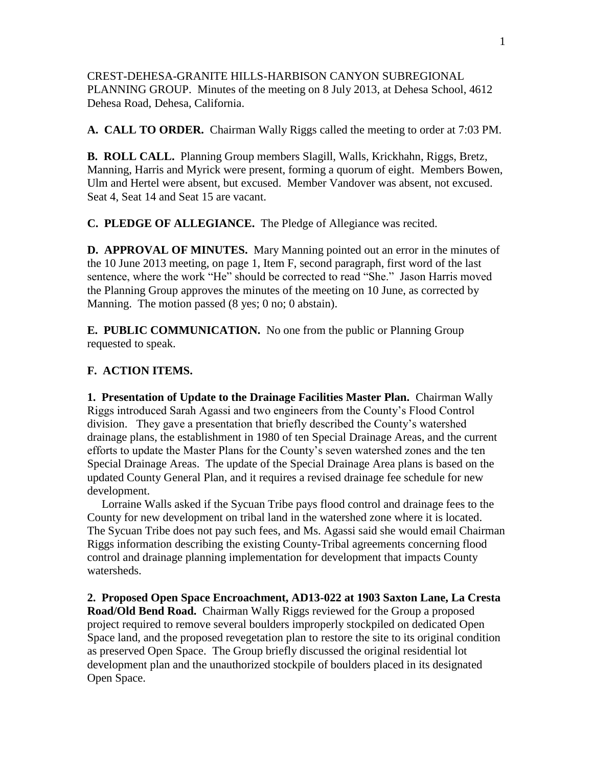CREST-DEHESA-GRANITE HILLS-HARBISON CANYON SUBREGIONAL PLANNING GROUP. Minutes of the meeting on 8 July 2013, at Dehesa School, 4612 Dehesa Road, Dehesa, California.

**A. CALL TO ORDER.** Chairman Wally Riggs called the meeting to order at 7:03 PM.

**B. ROLL CALL.** Planning Group members Slagill, Walls, Krickhahn, Riggs, Bretz, Manning, Harris and Myrick were present, forming a quorum of eight. Members Bowen, Ulm and Hertel were absent, but excused. Member Vandover was absent, not excused. Seat 4, Seat 14 and Seat 15 are vacant.

**C. PLEDGE OF ALLEGIANCE.** The Pledge of Allegiance was recited.

**D. APPROVAL OF MINUTES.** Mary Manning pointed out an error in the minutes of the 10 June 2013 meeting, on page 1, Item F, second paragraph, first word of the last sentence, where the work "He" should be corrected to read "She." Jason Harris moved the Planning Group approves the minutes of the meeting on 10 June, as corrected by Manning. The motion passed (8 yes; 0 no; 0 abstain).

**E. PUBLIC COMMUNICATION.** No one from the public or Planning Group requested to speak.

**F. ACTION ITEMS.**

**1. Presentation of Update to the Drainage Facilities Master Plan.** Chairman Wally Riggs introduced Sarah Agassi and two engineers from the County's Flood Control division. They gave a presentation that briefly described the County's watershed drainage plans, the establishment in 1980 of ten Special Drainage Areas, and the current efforts to update the Master Plans for the County's seven watershed zones and the ten Special Drainage Areas. The update of the Special Drainage Area plans is based on the updated County General Plan, and it requires a revised drainage fee schedule for new development.

Lorraine Walls asked if the Sycuan Tribe pays flood control and drainage fees to the County for new development on tribal land in the watershed zone where it is located. The Sycuan Tribe does not pay such fees, and Ms. Agassi said she would email Chairman Riggs information describing the existing County-Tribal agreements concerning flood control and drainage planning implementation for development that impacts County watersheds.

**2. Proposed Open Space Encroachment, AD13-022 at 1903 Saxton Lane, La Cresta Road/Old Bend Road.** Chairman Wally Riggs reviewed for the Group a proposed project required to remove several boulders improperly stockpiled on dedicated Open Space land, and the proposed revegetation plan to restore the site to its original condition as preserved Open Space. The Group briefly discussed the original residential lot development plan and the unauthorized stockpile of boulders placed in its designated Open Space.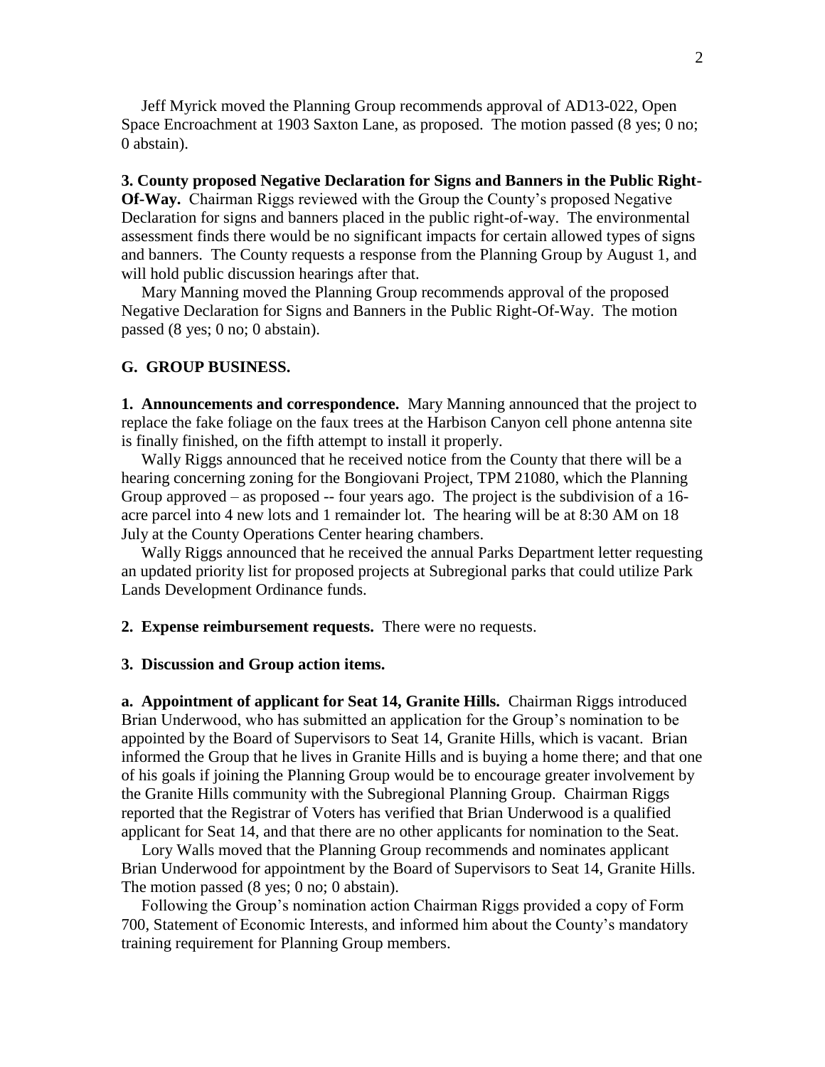Jeff Myrick moved the Planning Group recommends approval of AD13-022, Open Space Encroachment at 1903 Saxton Lane, as proposed. The motion passed (8 yes; 0 no; 0 abstain).

**3. County proposed Negative Declaration for Signs and Banners in the Public Right-Of-Way.** Chairman Riggs reviewed with the Group the County's proposed Negative Declaration for signs and banners placed in the public right-of-way. The environmental assessment finds there would be no significant impacts for certain allowed types of signs and banners. The County requests a response from the Planning Group by August 1, and will hold public discussion hearings after that.

Mary Manning moved the Planning Group recommends approval of the proposed Negative Declaration for Signs and Banners in the Public Right-Of-Way. The motion passed (8 yes; 0 no; 0 abstain).

**G. GROUP BUSINESS.**

**1. Announcements and correspondence.** Mary Manning announced that the project to replace the fake foliage on the faux trees at the Harbison Canyon cell phone antenna site is finally finished, on the fifth attempt to install it properly.

Wally Riggs announced that he received notice from the County that there will be a hearing concerning zoning for the Bongiovani Project, TPM 21080, which the Planning Group approved – as proposed -- four years ago. The project is the subdivision of a 16-acre parcel into 4 new lots and 1 remainder lot. The hearing will be at 8:30 AM on 18 July at the County Operations Center hearing chambers.

Wally Riggs announced that he received the annual Parks Department letter requesting an updated priority list for proposed projects at Subregional parks that could utilize Park Lands Development Ordinance funds.

**2. Expense reimbursement requests.** There were no requests.

**3. Discussion and Group action items.**

**a. Appointment of applicant for Seat 14, Granite Hills.** Chairman Riggs introduced Brian Underwood, who has submitted an application for the Group's nomination to be appointed by the Board of Supervisors to Seat 14, Granite Hills, which is vacant. Brian informed the Group that he lives in Granite Hills and is buying a home there; and that one of his goals if joining the Planning Group would be to encourage greater involvement by the Granite Hills community with the Subregional Planning Group. Chairman Riggs reported that the Registrar of Voters has verified that Brian Underwood is a qualified applicant for Seat 14, and that there are no other applicants for nomination to the Seat.

Lory Walls moved that the Planning Group recommends and nominates applicant Brian Underwood for appointment by the Board of Supervisors to Seat 14, Granite Hills. The motion passed (8 yes; 0 no; 0 abstain).

Following the Group's nomination action Chairman Riggs provided a copy of Form 700, Statement of Economic Interests, and informed him about the County's mandatory training requirement for Planning Group members.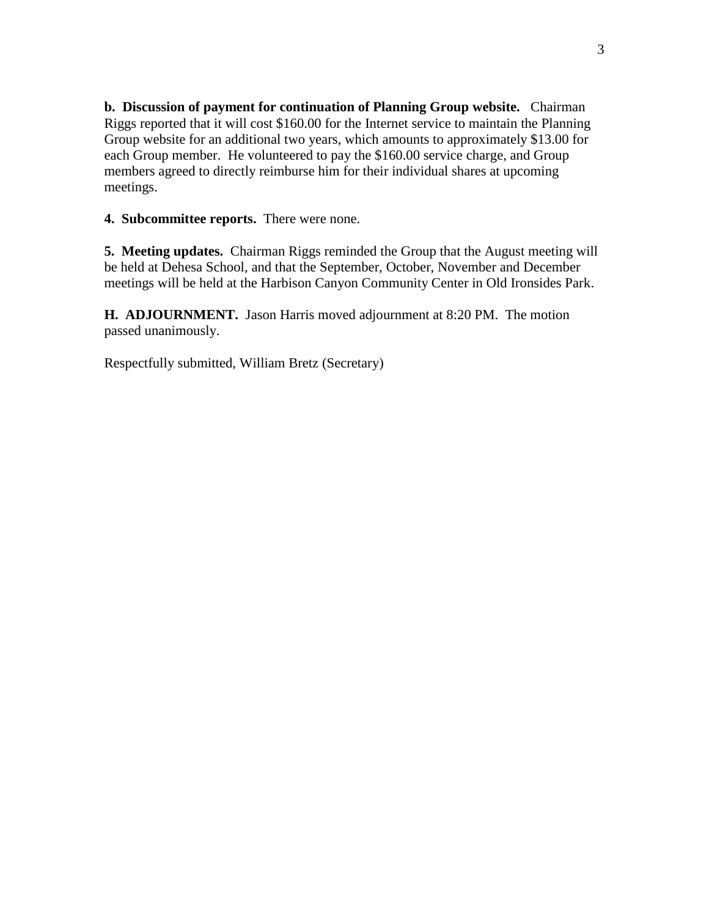**b. Discussion of payment for continuation of Planning Group website.** Chairman Riggs reported that it will cost $160.00 for the Internet service to maintain the Planning Group website for an additional two years, which amounts to approximately $13.00 for each Group member. He volunteered to pay the $160.00 service charge, and Group members agreed to directly reimburse him for their individual shares at upcoming meetings.

**4. Subcommittee reports.** There were none.

**5. Meeting updates.** Chairman Riggs reminded the Group that the August meeting will be held at Dehesa School, and that the September, October, November and December meetings will be held at the Harbison Canyon Community Center in Old Ironsides Park.

**H. ADJOURNMENT.** Jason Harris moved adjournment at 8:20 PM. The motion passed unanimously.

Respectfully submitted, William Bretz (Secretary)